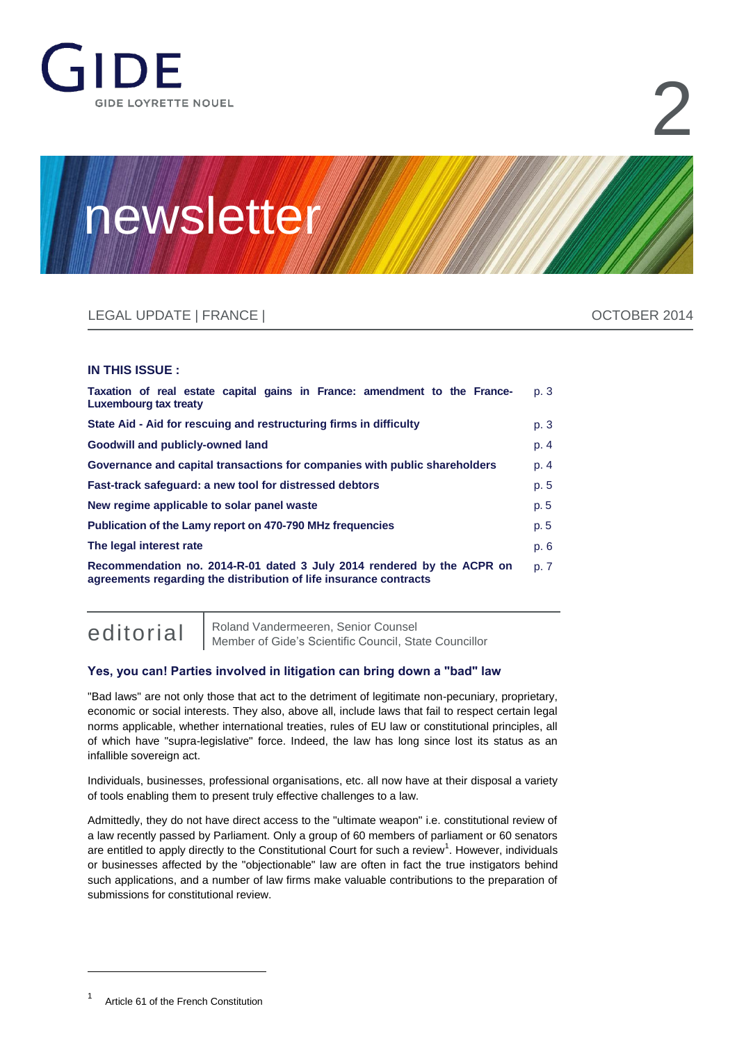GIDE

GIDE LOYRETTE NOUEL

2

# newsletter

LEGAL UPDATE | FRANCE | OCTOBER 2014

**IN THIS ISSUE :**

| | |
|---|---|
| **Taxation of real estate capital gains in France: amendment to the France-Luxembourg tax treaty** | p. 3 |
| **State Aid - Aid for rescuing and restructuring firms in difficulty** | p. 3 |
| **Goodwill and publicly-owned land** | p. 4 |
| **Governance and capital transactions for companies with public shareholders** | p. 4 |
| **Fast-track safeguard: a new tool for distressed debtors** | p. 5 |
| **New regime applicable to solar panel waste** | p. 5 |
| **Publication of the Lamy report on 470-790 MHz frequencies** | p. 5 |
| **The legal interest rate** | p. 6 |
| **Recommendation no. 2014-R-01 dated 3 July 2014 rendered by the ACPR on agreements regarding the distribution of life insurance contracts** | p. 7 |

## editorial

Roland Vandermeeren, Senior Counsel
Member of Gide's Scientific Council, State Councillor

### Yes, you can! Parties involved in litigation can bring down a "bad" law

"Bad laws" are not only those that act to the detriment of legitimate non-pecuniary, proprietary, economic or social interests. They also, above all, include laws that fail to respect certain legal norms applicable, whether international treaties, rules of EU law or constitutional principles, all of which have "supra-legislative" force. Indeed, the law has long since lost its status as an infallible sovereign act.

Individuals, businesses, professional organisations, etc. all now have at their disposal a variety of tools enabling them to present truly effective challenges to a law.

Admittedly, they do not have direct access to the "ultimate weapon" i.e. constitutional review of a law recently passed by Parliament. Only a group of 60 members of parliament or 60 senators are entitled to apply directly to the Constitutional Court for such a review[1]. However, individuals or businesses affected by the "objectionable" law are often in fact the true instigators behind such applications, and a number of law firms make valuable contributions to the preparation of submissions for constitutional review.

---

[1] Article 61 of the French Constitution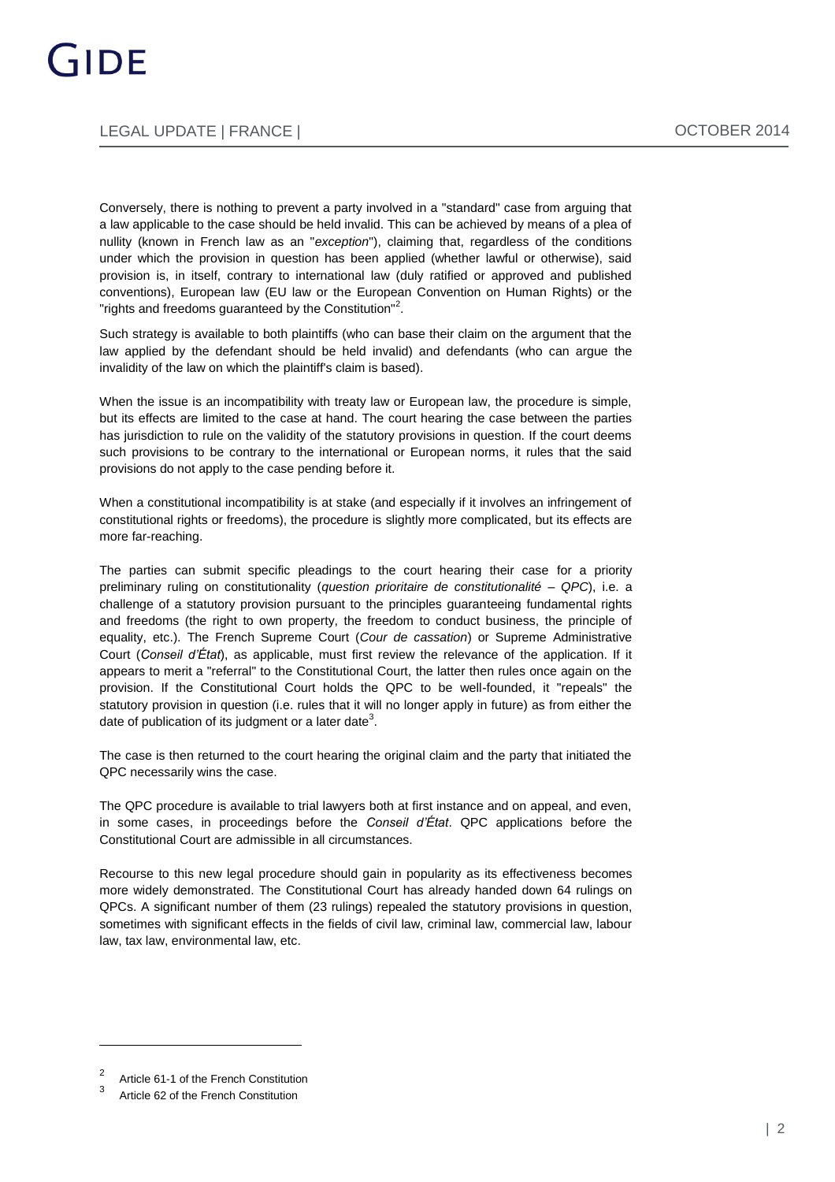Conversely, there is nothing to prevent a party involved in a "standard" case from arguing that a law applicable to the case should be held invalid. This can be achieved by means of a plea of nullity (known in French law as an "*exception*"), claiming that, regardless of the conditions under which the provision in question has been applied (whether lawful or otherwise), said provision is, in itself, contrary to international law (duly ratified or approved and published conventions), European law (EU law or the European Convention on Human Rights) or the "rights and freedoms guaranteed by the Constitution"[2].

Such strategy is available to both plaintiffs (who can base their claim on the argument that the law applied by the defendant should be held invalid) and defendants (who can argue the invalidity of the law on which the plaintiff's claim is based).

When the issue is an incompatibility with treaty law or European law, the procedure is simple, but its effects are limited to the case at hand. The court hearing the case between the parties has jurisdiction to rule on the validity of the statutory provisions in question. If the court deems such provisions to be contrary to the international or European norms, it rules that the said provisions do not apply to the case pending before it.

When a constitutional incompatibility is at stake (and especially if it involves an infringement of constitutional rights or freedoms), the procedure is slightly more complicated, but its effects are more far-reaching.

The parties can submit specific pleadings to the court hearing their case for a priority preliminary ruling on constitutionality (*question prioritaire de constitutionalité – QPC*), i.e. a challenge of a statutory provision pursuant to the principles guaranteeing fundamental rights and freedoms (the right to own property, the freedom to conduct business, the principle of equality, etc.). The French Supreme Court (*Cour de cassation*) or Supreme Administrative Court (*Conseil d'État*), as applicable, must first review the relevance of the application. If it appears to merit a "referral" to the Constitutional Court, the latter then rules once again on the provision. If the Constitutional Court holds the QPC to be well-founded, it "repeals" the statutory provision in question (i.e. rules that it will no longer apply in future) as from either the date of publication of its judgment or a later date[3].

The case is then returned to the court hearing the original claim and the party that initiated the QPC necessarily wins the case.

The QPC procedure is available to trial lawyers both at first instance and on appeal, and even, in some cases, in proceedings before the *Conseil d'État*. QPC applications before the Constitutional Court are admissible in all circumstances.

Recourse to this new legal procedure should gain in popularity as its effectiveness becomes more widely demonstrated. The Constitutional Court has already handed down 64 rulings on QPCs. A significant number of them (23 rulings) repealed the statutory provisions in question, sometimes with significant effects in the fields of civil law, criminal law, commercial law, labour law, tax law, environmental law, etc.

---

[2] Article 61-1 of the French Constitution

[3] Article 62 of the French Constitution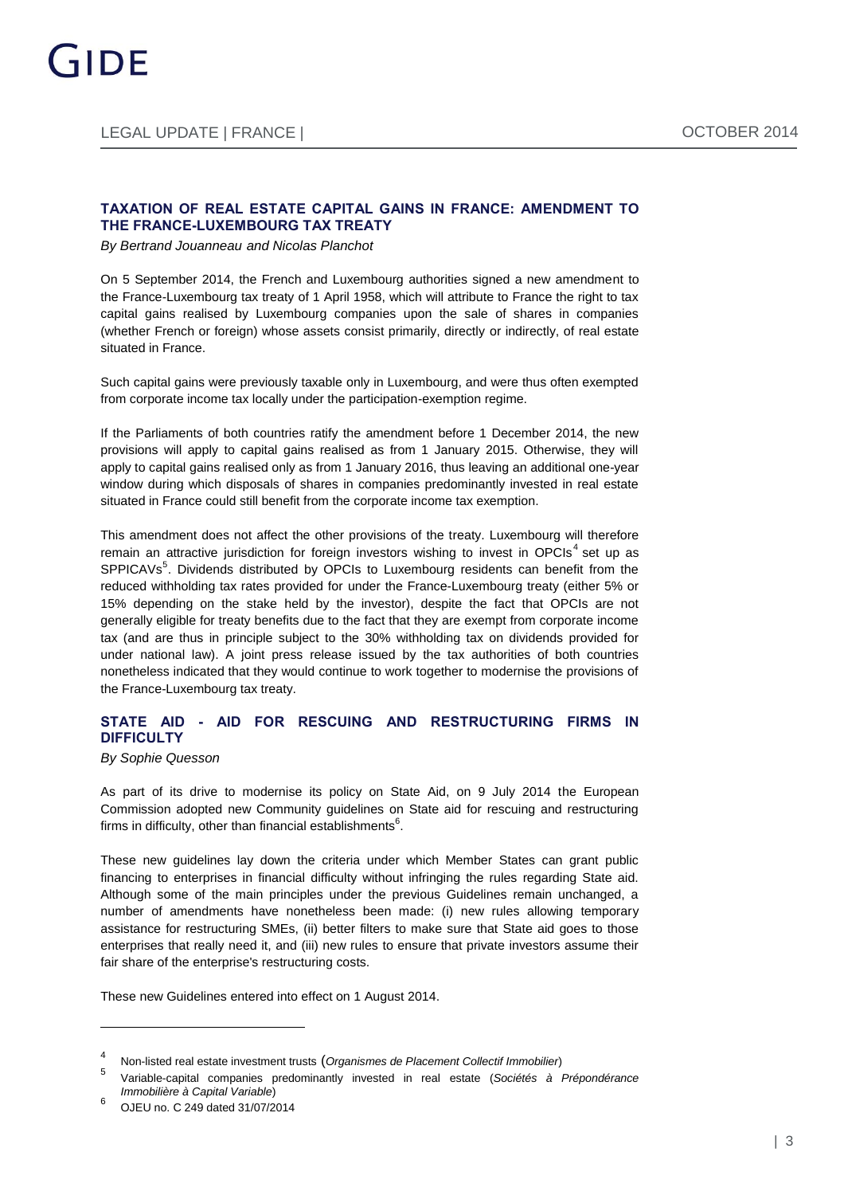## TAXATION OF REAL ESTATE CAPITAL GAINS IN FRANCE: AMENDMENT TO THE FRANCE-LUXEMBOURG TAX TREATY

*By Bertrand Jouanneau and Nicolas Planchot*

On 5 September 2014, the French and Luxembourg authorities signed a new amendment to the France-Luxembourg tax treaty of 1 April 1958, which will attribute to France the right to tax capital gains realised by Luxembourg companies upon the sale of shares in companies (whether French or foreign) whose assets consist primarily, directly or indirectly, of real estate situated in France.

Such capital gains were previously taxable only in Luxembourg, and were thus often exempted from corporate income tax locally under the participation-exemption regime.

If the Parliaments of both countries ratify the amendment before 1 December 2014, the new provisions will apply to capital gains realised as from 1 January 2015. Otherwise, they will apply to capital gains realised only as from 1 January 2016, thus leaving an additional one-year window during which disposals of shares in companies predominantly invested in real estate situated in France could still benefit from the corporate income tax exemption.

This amendment does not affect the other provisions of the treaty. Luxembourg will therefore remain an attractive jurisdiction for foreign investors wishing to invest in OPCIs[4] set up as SPPICAVs[5]. Dividends distributed by OPCIs to Luxembourg residents can benefit from the reduced withholding tax rates provided for under the France-Luxembourg treaty (either 5% or 15% depending on the stake held by the investor), despite the fact that OPCIs are not generally eligible for treaty benefits due to the fact that they are exempt from corporate income tax (and are thus in principle subject to the 30% withholding tax on dividends provided for under national law). A joint press release issued by the tax authorities of both countries nonetheless indicated that they would continue to work together to modernise the provisions of the France-Luxembourg tax treaty.

## STATE AID - AID FOR RESCUING AND RESTRUCTURING FIRMS IN DIFFICULTY

*By Sophie Quesson*

As part of its drive to modernise its policy on State Aid, on 9 July 2014 the European Commission adopted new Community guidelines on State aid for rescuing and restructuring firms in difficulty, other than financial establishments[6].

These new guidelines lay down the criteria under which Member States can grant public financing to enterprises in financial difficulty without infringing the rules regarding State aid. Although some of the main principles under the previous Guidelines remain unchanged, a number of amendments have nonetheless been made: (i) new rules allowing temporary assistance for restructuring SMEs, (ii) better filters to make sure that State aid goes to those enterprises that really need it, and (iii) new rules to ensure that private investors assume their fair share of the enterprise's restructuring costs.

These new Guidelines entered into effect on 1 August 2014.

---

[4] Non-listed real estate investment trusts (*Organismes de Placement Collectif Immobilier*)

[5] Variable-capital companies predominantly invested in real estate (*Sociétés à Prépondérance Immobilière à Capital Variable*)

[6] OJEU no. C 249 dated 31/07/2014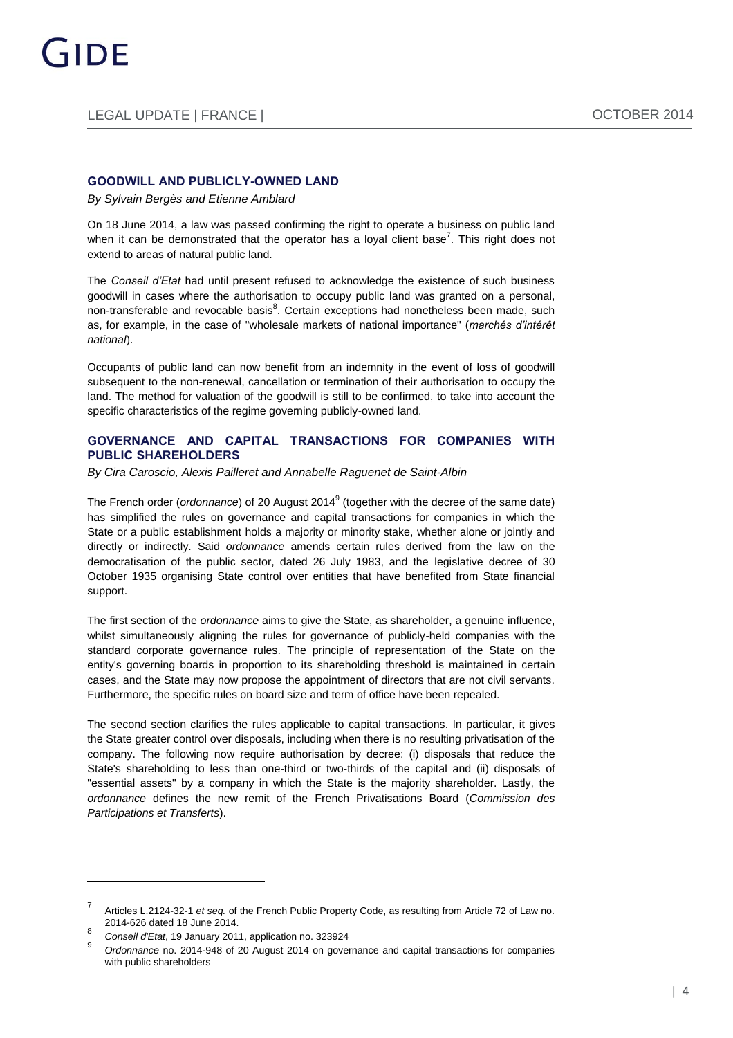## GOODWILL AND PUBLICLY-OWNED LAND

*By Sylvain Bergès and Etienne Amblard*

On 18 June 2014, a law was passed confirming the right to operate a business on public land when it can be demonstrated that the operator has a loyal client base[7]. This right does not extend to areas of natural public land.

The *Conseil d'Etat* had until present refused to acknowledge the existence of such business goodwill in cases where the authorisation to occupy public land was granted on a personal, non-transferable and revocable basis[8]. Certain exceptions had nonetheless been made, such as, for example, in the case of "wholesale markets of national importance" (*marchés d'intérêt national*).

Occupants of public land can now benefit from an indemnity in the event of loss of goodwill subsequent to the non-renewal, cancellation or termination of their authorisation to occupy the land. The method for valuation of the goodwill is still to be confirmed, to take into account the specific characteristics of the regime governing publicly-owned land.

## GOVERNANCE AND CAPITAL TRANSACTIONS FOR COMPANIES WITH PUBLIC SHAREHOLDERS

*By Cira Caroscio, Alexis Pailleret and Annabelle Raguenet de Saint-Albin*

The French order (*ordonnance*) of 20 August 2014[9] (together with the decree of the same date) has simplified the rules on governance and capital transactions for companies in which the State or a public establishment holds a majority or minority stake, whether alone or jointly and directly or indirectly. Said *ordonnance* amends certain rules derived from the law on the democratisation of the public sector, dated 26 July 1983, and the legislative decree of 30 October 1935 organising State control over entities that have benefited from State financial support.

The first section of the *ordonnance* aims to give the State, as shareholder, a genuine influence, whilst simultaneously aligning the rules for governance of publicly-held companies with the standard corporate governance rules. The principle of representation of the State on the entity's governing boards in proportion to its shareholding threshold is maintained in certain cases, and the State may now propose the appointment of directors that are not civil servants. Furthermore, the specific rules on board size and term of office have been repealed.

The second section clarifies the rules applicable to capital transactions. In particular, it gives the State greater control over disposals, including when there is no resulting privatisation of the company. The following now require authorisation by decree: (i) disposals that reduce the State's shareholding to less than one-third or two-thirds of the capital and (ii) disposals of "essential assets" by a company in which the State is the majority shareholder. Lastly, the *ordonnance* defines the new remit of the French Privatisations Board (*Commission des Participations et Transferts*).

---

[7] Articles L.2124-32-1 *et seq.* of the French Public Property Code, as resulting from Article 72 of Law no. 2014-626 dated 18 June 2014.

[8] *Conseil d'Etat*, 19 January 2011, application no. 323924

[9] *Ordonnance* no. 2014-948 of 20 August 2014 on governance and capital transactions for companies with public shareholders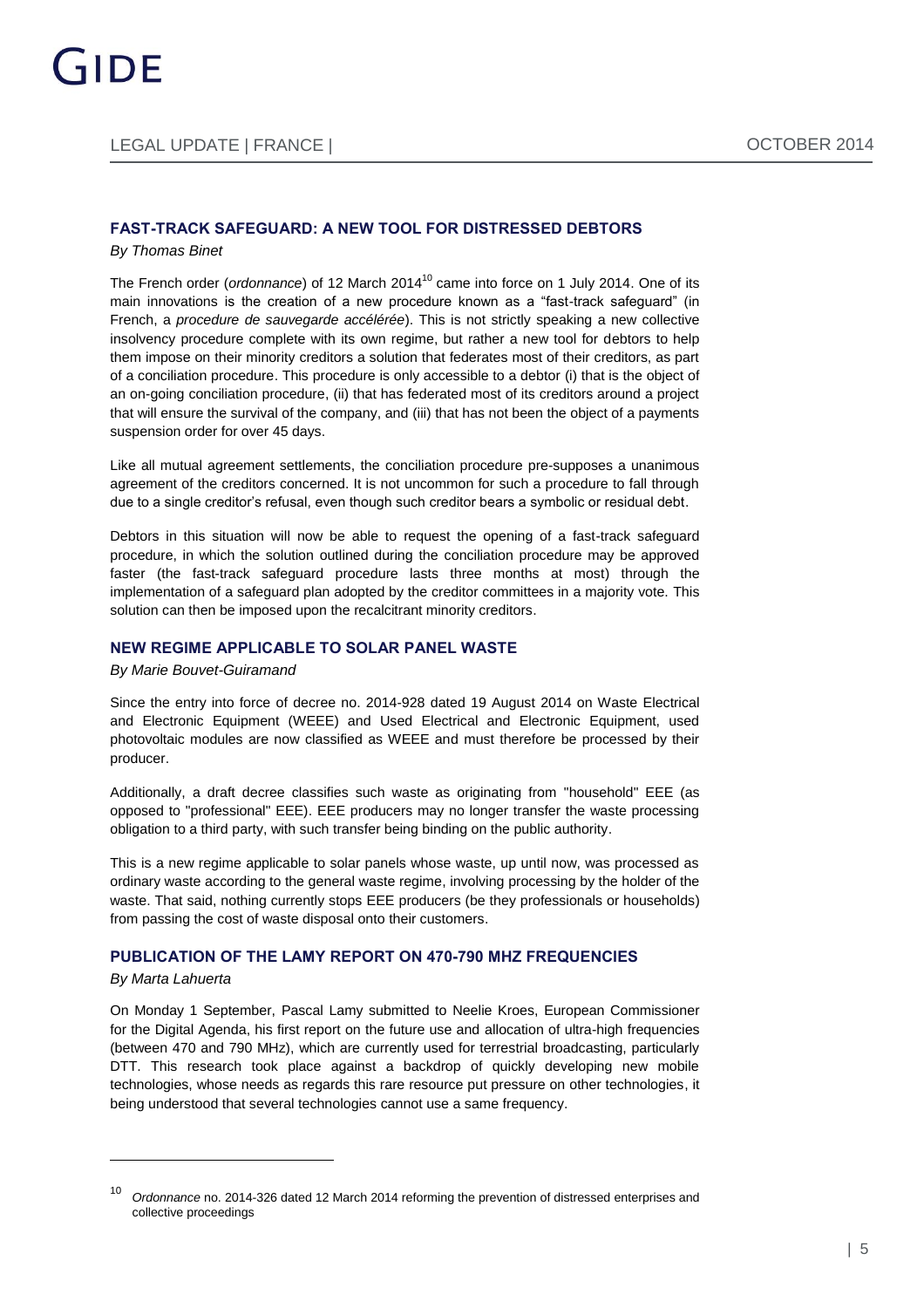## FAST-TRACK SAFEGUARD: A NEW TOOL FOR DISTRESSED DEBTORS

*By Thomas Binet*

The French order (*ordonnance*) of 12 March 2014[10] came into force on 1 July 2014. One of its main innovations is the creation of a new procedure known as a "fast-track safeguard" (in French, a *procedure de sauvegarde accélérée*). This is not strictly speaking a new collective insolvency procedure complete with its own regime, but rather a new tool for debtors to help them impose on their minority creditors a solution that federates most of their creditors, as part of a conciliation procedure. This procedure is only accessible to a debtor (i) that is the object of an on-going conciliation procedure, (ii) that has federated most of its creditors around a project that will ensure the survival of the company, and (iii) that has not been the object of a payments suspension order for over 45 days.

Like all mutual agreement settlements, the conciliation procedure pre-supposes a unanimous agreement of the creditors concerned. It is not uncommon for such a procedure to fall through due to a single creditor's refusal, even though such creditor bears a symbolic or residual debt.

Debtors in this situation will now be able to request the opening of a fast-track safeguard procedure, in which the solution outlined during the conciliation procedure may be approved faster (the fast-track safeguard procedure lasts three months at most) through the implementation of a safeguard plan adopted by the creditor committees in a majority vote. This solution can then be imposed upon the recalcitrant minority creditors.

## NEW REGIME APPLICABLE TO SOLAR PANEL WASTE

*By Marie Bouvet-Guiramand*

Since the entry into force of decree no. 2014-928 dated 19 August 2014 on Waste Electrical and Electronic Equipment (WEEE) and Used Electrical and Electronic Equipment, used photovoltaic modules are now classified as WEEE and must therefore be processed by their producer.

Additionally, a draft decree classifies such waste as originating from "household" EEE (as opposed to "professional" EEE). EEE producers may no longer transfer the waste processing obligation to a third party, with such transfer being binding on the public authority.

This is a new regime applicable to solar panels whose waste, up until now, was processed as ordinary waste according to the general waste regime, involving processing by the holder of the waste. That said, nothing currently stops EEE producers (be they professionals or households) from passing the cost of waste disposal onto their customers.

## PUBLICATION OF THE LAMY REPORT ON 470-790 MHZ FREQUENCIES

*By Marta Lahuerta*

On Monday 1 September, Pascal Lamy submitted to Neelie Kroes, European Commissioner for the Digital Agenda, his first report on the future use and allocation of ultra-high frequencies (between 470 and 790 MHz), which are currently used for terrestrial broadcasting, particularly DTT. This research took place against a backdrop of quickly developing new mobile technologies, whose needs as regards this rare resource put pressure on other technologies, it being understood that several technologies cannot use a same frequency.

---

[10] *Ordonnance* no. 2014-326 dated 12 March 2014 reforming the prevention of distressed enterprises and collective proceedings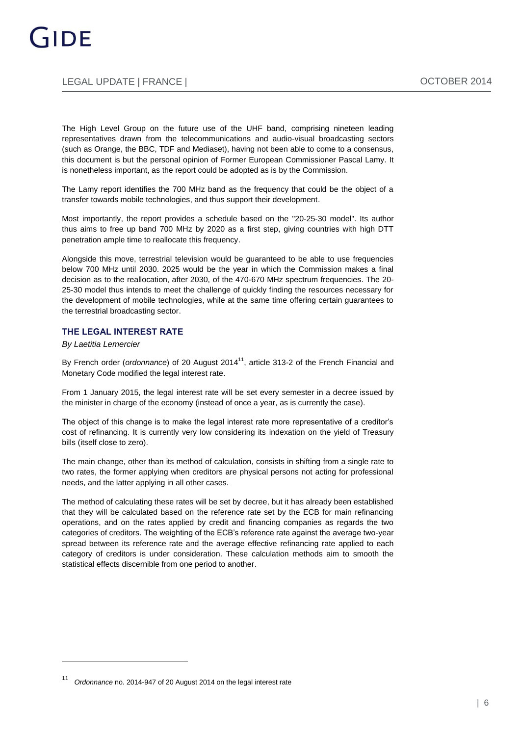The High Level Group on the future use of the UHF band, comprising nineteen leading representatives drawn from the telecommunications and audio-visual broadcasting sectors (such as Orange, the BBC, TDF and Mediaset), having not been able to come to a consensus, this document is but the personal opinion of Former European Commissioner Pascal Lamy. It is nonetheless important, as the report could be adopted as is by the Commission.

The Lamy report identifies the 700 MHz band as the frequency that could be the object of a transfer towards mobile technologies, and thus support their development.

Most importantly, the report provides a schedule based on the "20-25-30 model". Its author thus aims to free up band 700 MHz by 2020 as a first step, giving countries with high DTT penetration ample time to reallocate this frequency.

Alongside this move, terrestrial television would be guaranteed to be able to use frequencies below 700 MHz until 2030. 2025 would be the year in which the Commission makes a final decision as to the reallocation, after 2030, of the 470-670 MHz spectrum frequencies. The 20-25-30 model thus intends to meet the challenge of quickly finding the resources necessary for the development of mobile technologies, while at the same time offering certain guarantees to the terrestrial broadcasting sector.

## THE LEGAL INTEREST RATE

*By Laetitia Lemercier*

By French order (*ordonnance*) of 20 August 2014[11], article 313-2 of the French Financial and Monetary Code modified the legal interest rate.

From 1 January 2015, the legal interest rate will be set every semester in a decree issued by the minister in charge of the economy (instead of once a year, as is currently the case).

The object of this change is to make the legal interest rate more representative of a creditor's cost of refinancing. It is currently very low considering its indexation on the yield of Treasury bills (itself close to zero).

The main change, other than its method of calculation, consists in shifting from a single rate to two rates, the former applying when creditors are physical persons not acting for professional needs, and the latter applying in all other cases.

The method of calculating these rates will be set by decree, but it has already been established that they will be calculated based on the reference rate set by the ECB for main refinancing operations, and on the rates applied by credit and financing companies as regards the two categories of creditors. The weighting of the ECB's reference rate against the average two-year spread between its reference rate and the average effective refinancing rate applied to each category of creditors is under consideration. These calculation methods aim to smooth the statistical effects discernible from one period to another.

[11] *Ordonnance* no. 2014-947 of 20 August 2014 on the legal interest rate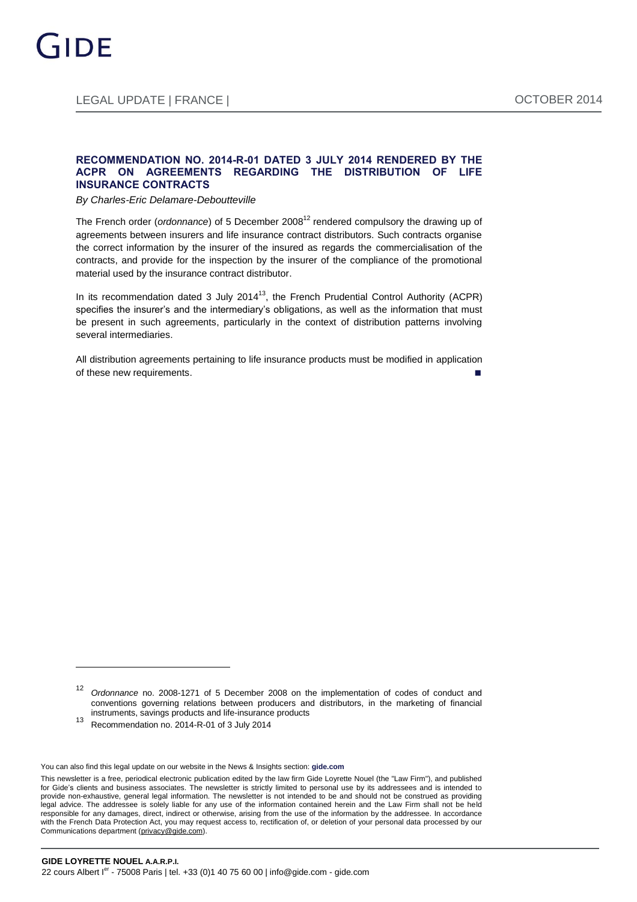## RECOMMENDATION NO. 2014-R-01 DATED 3 JULY 2014 RENDERED BY THE ACPR ON AGREEMENTS REGARDING THE DISTRIBUTION OF LIFE INSURANCE CONTRACTS

*By Charles-Eric Delamare-Deboutteville*

The French order (*ordonnance*) of 5 December 2008[12] rendered compulsory the drawing up of agreements between insurers and life insurance contract distributors. Such contracts organise the correct information by the insurer of the insured as regards the commercialisation of the contracts, and provide for the inspection by the insurer of the compliance of the promotional material used by the insurance contract distributor.

In its recommendation dated 3 July 2014[13], the French Prudential Control Authority (ACPR) specifies the insurer's and the intermediary's obligations, as well as the information that must be present in such agreements, particularly in the context of distribution patterns involving several intermediaries.

All distribution agreements pertaining to life insurance products must be modified in application of these new requirements. ■

---

[12] *Ordonnance* no. 2008-1271 of 5 December 2008 on the implementation of codes of conduct and conventions governing relations between producers and distributors, in the marketing of financial instruments, savings products and life-insurance products

[13] Recommendation no. 2014-R-01 of 3 July 2014

You can also find this legal update on our website in the News & Insights section: **gide.com**

This newsletter is a free, periodical electronic publication edited by the law firm Gide Loyrette Nouel (the "Law Firm"), and published for Gide's clients and business associates. The newsletter is strictly limited to personal use by its addressees and is intended to provide non-exhaustive, general legal information. The newsletter is not intended to be and should not be construed as providing legal advice. The addressee is solely liable for any use of the information contained herein and the Law Firm shall not be held responsible for any damages, direct, indirect or otherwise, arising from the use of the information by the addressee. In accordance with the French Data Protection Act, you may request access to, rectification of, or deletion of your personal data processed by our Communications department (privacy@gide.com).

**GIDE LOYRETTE NOUEL A.A.R.P.I.**
22 cours Albert Ier - 75008 Paris | tel. +33 (0)1 40 75 60 00 | info@gide.com - gide.com